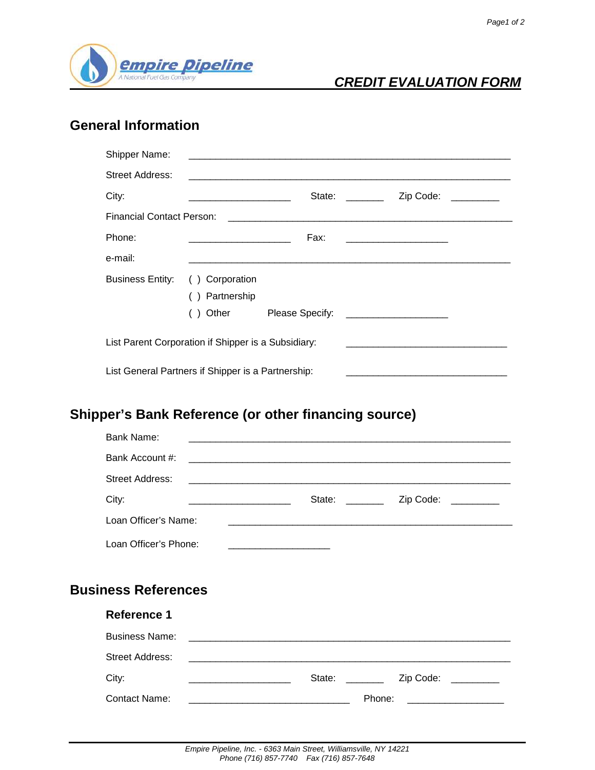Empire Pipeline
A National Fuel Gas Company

# CREDIT EVALUATION FORM

## General Information

Shipper Name: ______________________________________________

Street Address: ______________________________________________

City: ____________________ State: _______ Zip Code: _________

Financial Contact Person: ______________________________________________

Phone: ____________________ Fax: ____________________

e-mail: ______________________________________________

Business Entity:
( ) Corporation
( ) Partnership
( ) Other Please Specify: ____________________

List Parent Corporation if Shipper is a Subsidiary: ______________________________

List General Partners if Shipper is a Partnership: ______________________________

## Shipper's Bank Reference (or other financing source)

Bank Name: ______________________________________________

Bank Account #: ______________________________________________

Street Address: ______________________________________________

City: ____________________ State: _______ Zip Code: _________

Loan Officer's Name: ______________________________________________

Loan Officer's Phone: ____________________

## Business References

### Reference 1

Business Name: ______________________________________________

Street Address: ______________________________________________

City: ____________________ State: _______ Zip Code: _________

Contact Name: ______________________________ Phone: __________________

*Empire Pipeline, Inc. - 6363 Main Street, Williamsville, NY 14221*
*Phone (716) 857-7740 Fax (716) 857-7648*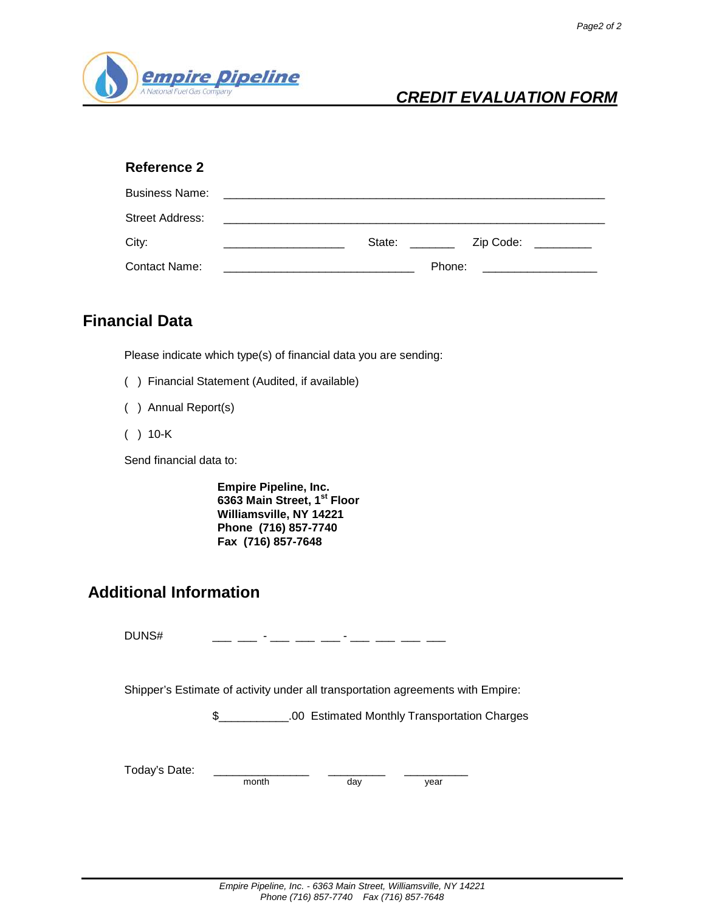# CREDIT EVALUATION FORM

### Reference 2

Business Name: ____________________________________________________________

Street Address: ____________________________________________________________

City: ___________________ State: _______ Zip Code: _________

Contact Name: ______________________________ Phone: __________________

## Financial Data

Please indicate which type(s) of financial data you are sending:

( ) Financial Statement (Audited, if available)

( ) Annual Report(s)

( ) 10-K

Send financial data to:

**Empire Pipeline, Inc.**
**6363 Main Street, 1st Floor**
**Williamsville, NY 14221**
**Phone (716) 857-7740**
**Fax (716) 857-7648**

## Additional Information

DUNS# ___ ___ - ___ ___ ___ - ___ ___ ___ ___

Shipper's Estimate of activity under all transportation agreements with Empire:

$___________.00 Estimated Monthly Transportation Charges

Today's Date: _______________ _________ __________
month day year

*Empire Pipeline, Inc. - 6363 Main Street, Williamsville, NY 14221*
*Phone (716) 857-7740 Fax (716) 857-7648*